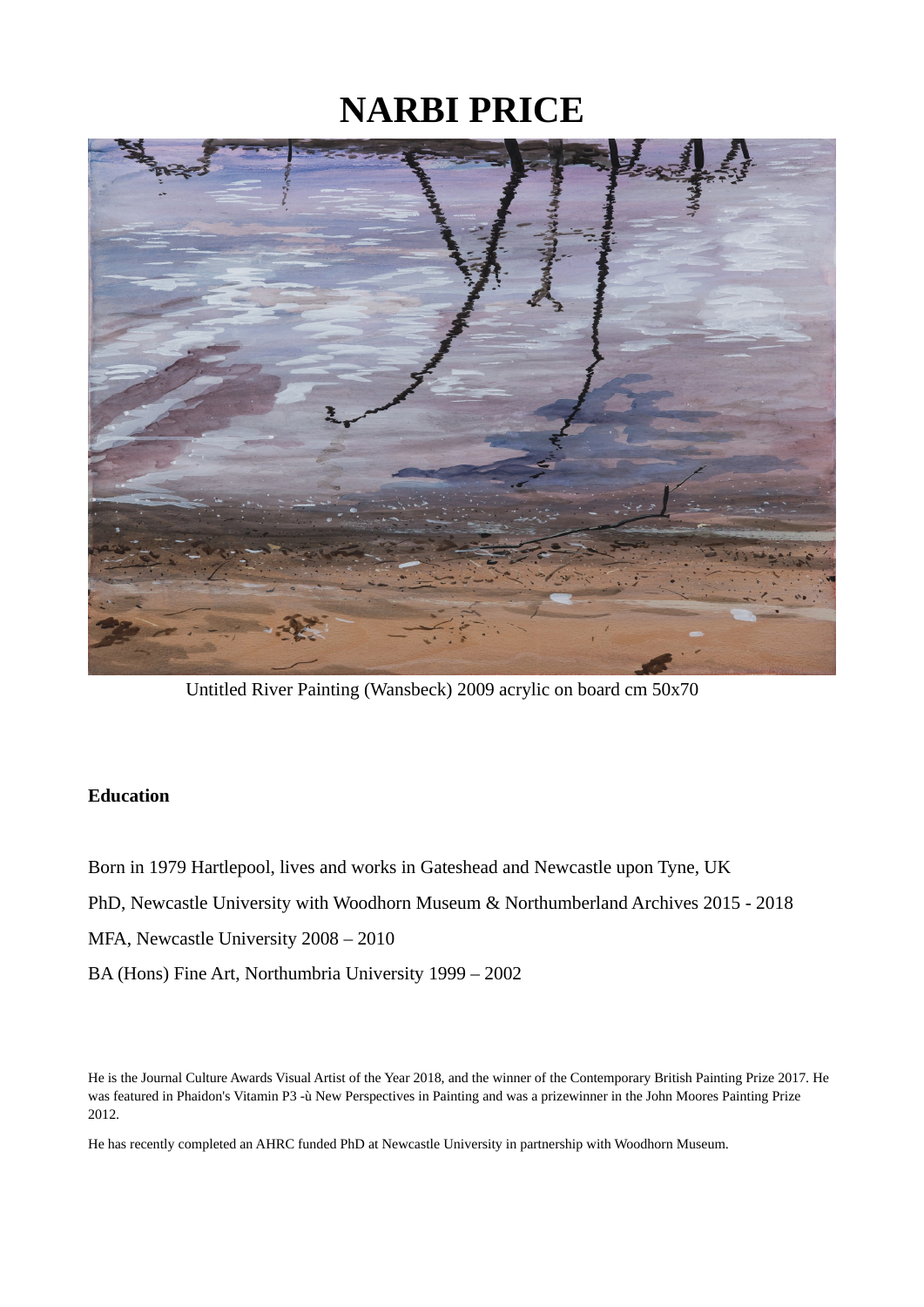# NARBI PRICE

Untitled River Painting (Wansbeck) 2009 acrylic on board cm 50x70

**Education**

Born in 1979 Hartlepool, lives and works in Gateshead and Newcastle upon Tyne, UK

PhD, Newcastle University with Woodhorn Museum & Northumberland Archives 2015 - 2018

MFA, Newcastle University 2008 – 2010

BA (Hons) Fine Art, Northumbria University 1999 – 2002

He is the Journal Culture Awards Visual Artist of the Year 2018, and the winner of the Contemporary British Painting Prize 2017. He was featured in Phaidon's Vitamin P3 -ù New Perspectives in Painting and was a prizewinner in the John Moores Painting Prize 2012.

He has recently completed an AHRC funded PhD at Newcastle University in partnership with Woodhorn Museum.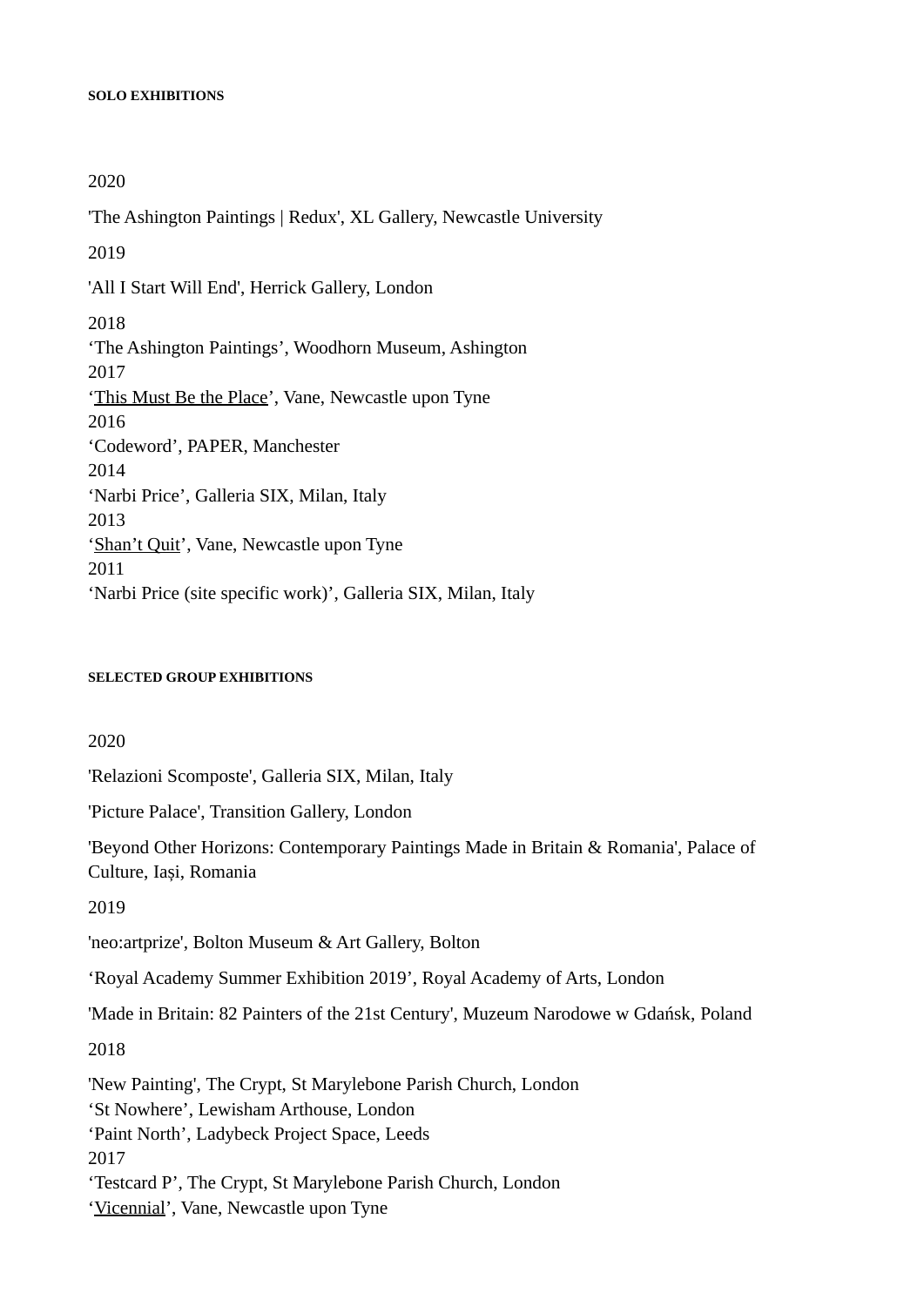**SOLO EXHIBITIONS**

2020

'The Ashington Paintings | Redux', XL Gallery, Newcastle University

2019

'All I Start Will End', Herrick Gallery, London

2018

'The Ashington Paintings', Woodhorn Museum, Ashington

2017

'This Must Be the Place', Vane, Newcastle upon Tyne

2016

'Codeword', PAPER, Manchester

2014

'Narbi Price', Galleria SIX, Milan, Italy

2013

'Shan't Quit', Vane, Newcastle upon Tyne

2011

'Narbi Price (site specific work)', Galleria SIX, Milan, Italy

**SELECTED GROUP EXHIBITIONS**

2020

'Relazioni Scomposte', Galleria SIX, Milan, Italy

'Picture Palace', Transition Gallery, London

'Beyond Other Horizons: Contemporary Paintings Made in Britain & Romania', Palace of Culture, Iași, Romania

2019

'neo:artprize', Bolton Museum & Art Gallery, Bolton

'Royal Academy Summer Exhibition 2019', Royal Academy of Arts, London

'Made in Britain: 82 Painters of the 21st Century', Muzeum Narodowe w Gdańsk, Poland

2018

'New Painting', The Crypt, St Marylebone Parish Church, London

'St Nowhere', Lewisham Arthouse, London

'Paint North', Ladybeck Project Space, Leeds

2017

'Testcard P', The Crypt, St Marylebone Parish Church, London

'Vicennial', Vane, Newcastle upon Tyne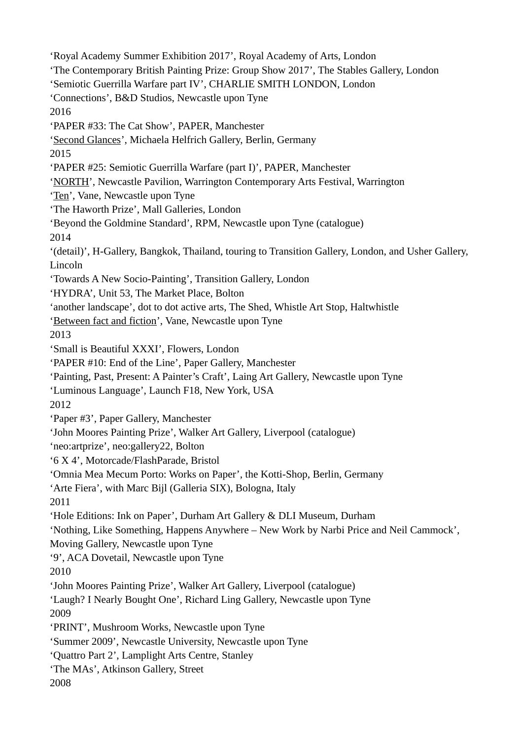'Royal Academy Summer Exhibition 2017', Royal Academy of Arts, London
'The Contemporary British Painting Prize: Group Show 2017', The Stables Gallery, London
'Semiotic Guerrilla Warfare part IV', CHARLIE SMITH LONDON, London
'Connections', B&D Studios, Newcastle upon Tyne

2016

'PAPER #33: The Cat Show', PAPER, Manchester
'Second Glances', Michaela Helfrich Gallery, Berlin, Germany

2015

'PAPER #25: Semiotic Guerrilla Warfare (part I)', PAPER, Manchester
'NORTH', Newcastle Pavilion, Warrington Contemporary Arts Festival, Warrington
'Ten', Vane, Newcastle upon Tyne
'The Haworth Prize', Mall Galleries, London
'Beyond the Goldmine Standard', RPM, Newcastle upon Tyne (catalogue)

2014

'(detail)', H-Gallery, Bangkok, Thailand, touring to Transition Gallery, London, and Usher Gallery, Lincoln
'Towards A New Socio-Painting', Transition Gallery, London
'HYDRA', Unit 53, The Market Place, Bolton
'another landscape', dot to dot active arts, The Shed, Whistle Art Stop, Haltwhistle
'Between fact and fiction', Vane, Newcastle upon Tyne

2013

'Small is Beautiful XXXI', Flowers, London
'PAPER #10: End of the Line', Paper Gallery, Manchester
'Painting, Past, Present: A Painter's Craft', Laing Art Gallery, Newcastle upon Tyne
'Luminous Language', Launch F18, New York, USA

2012

'Paper #3', Paper Gallery, Manchester
'John Moores Painting Prize', Walker Art Gallery, Liverpool (catalogue)
'neo:artprize', neo:gallery22, Bolton
'6 X 4', Motorcade/FlashParade, Bristol
'Omnia Mea Mecum Porto: Works on Paper', the Kotti-Shop, Berlin, Germany
'Arte Fiera', with Marc Bijl (Galleria SIX), Bologna, Italy

2011

'Hole Editions: Ink on Paper', Durham Art Gallery & DLI Museum, Durham
'Nothing, Like Something, Happens Anywhere – New Work by Narbi Price and Neil Cammock', Moving Gallery, Newcastle upon Tyne
'9', ACA Dovetail, Newcastle upon Tyne

2010

'John Moores Painting Prize', Walker Art Gallery, Liverpool (catalogue)
'Laugh? I Nearly Bought One', Richard Ling Gallery, Newcastle upon Tyne

2009

'PRINT', Mushroom Works, Newcastle upon Tyne
'Summer 2009', Newcastle University, Newcastle upon Tyne
'Quattro Part 2', Lamplight Arts Centre, Stanley
'The MAs', Atkinson Gallery, Street

2008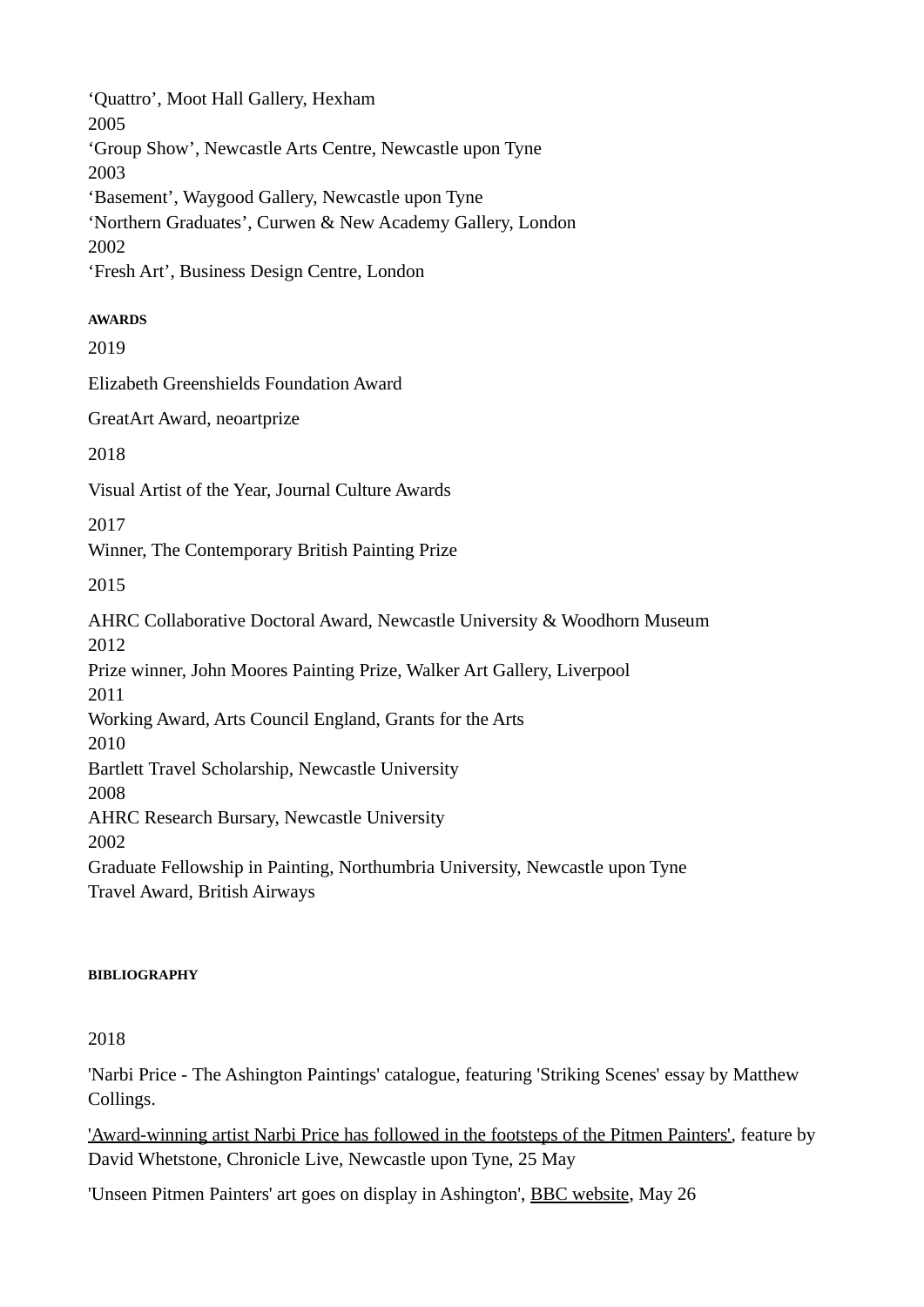‘Quattro’, Moot Hall Gallery, Hexham
2005
‘Group Show’, Newcastle Arts Centre, Newcastle upon Tyne
2003
‘Basement’, Waygood Gallery, Newcastle upon Tyne
‘Northern Graduates’, Curwen & New Academy Gallery, London
2002
‘Fresh Art’, Business Design Centre, London

#### AWARDS

2019

Elizabeth Greenshields Foundation Award

GreatArt Award, neoartprize

2018

Visual Artist of the Year, Journal Culture Awards

2017
Winner, The Contemporary British Painting Prize

2015

AHRC Collaborative Doctoral Award, Newcastle University & Woodhorn Museum
2012
Prize winner, John Moores Painting Prize, Walker Art Gallery, Liverpool
2011
Working Award, Arts Council England, Grants for the Arts
2010
Bartlett Travel Scholarship, Newcastle University
2008
AHRC Research Bursary, Newcastle University
2002
Graduate Fellowship in Painting, Northumbria University, Newcastle upon Tyne
Travel Award, British Airways

#### BIBLIOGRAPHY

2018

'Narbi Price - The Ashington Paintings' catalogue, featuring 'Striking Scenes' essay by Matthew Collings.

'Award-winning artist Narbi Price has followed in the footsteps of the Pitmen Painters', feature by David Whetstone, Chronicle Live, Newcastle upon Tyne, 25 May

'Unseen Pitmen Painters' art goes on display in Ashington', BBC website, May 26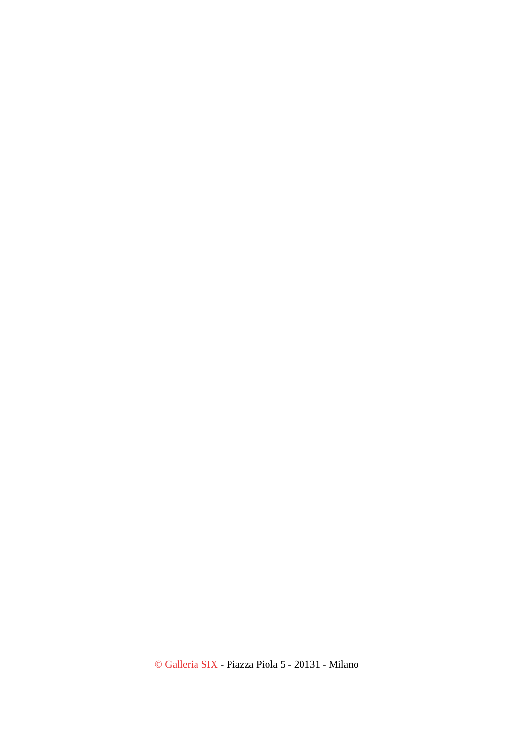© Galleria SIX - Piazza Piola 5 - 20131 - Milano